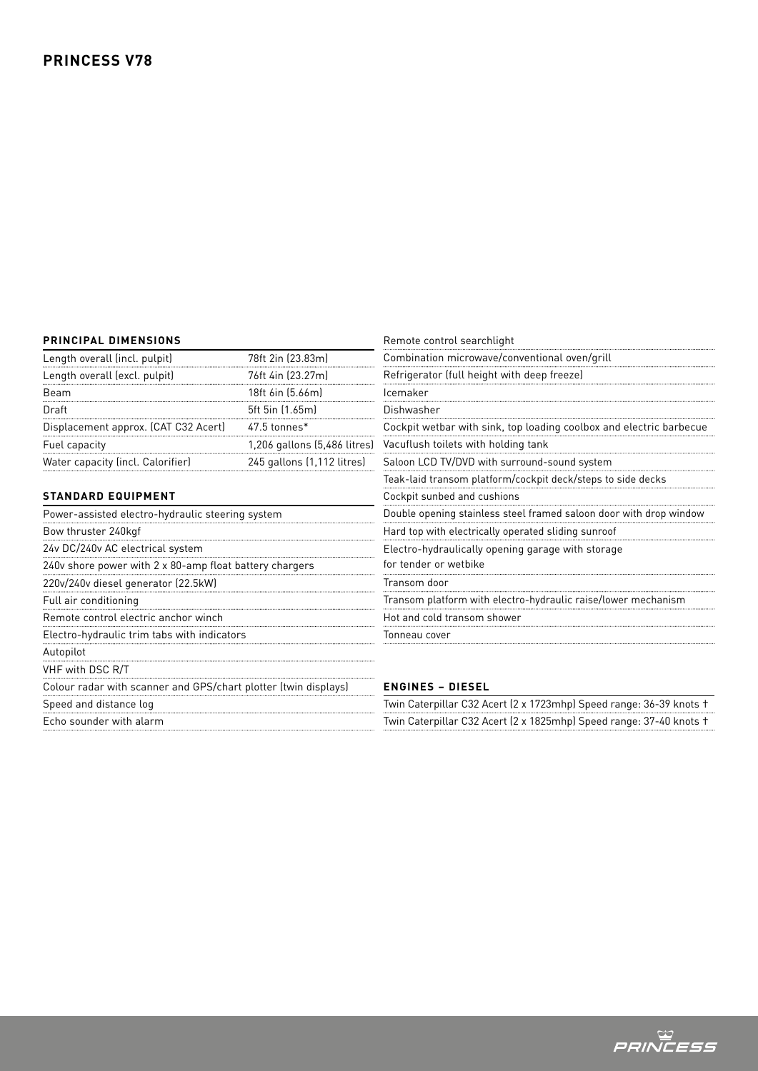# PRINCESS V78

## PRINCIPAL DIMENSIONS

| | |
|---|---|
| Length overall (incl. pulpit) | 78ft 2in (23.83m) |
| Length overall (excl. pulpit) | 76ft 4in (23.27m) |
| Beam | 18ft 6in (5.66m) |
| Draft | 5ft 5in (1.65m) |
| Displacement approx. (CAT C32 Acert) | 47.5 tonnes* |
| Fuel capacity | 1,206 gallons (5,486 litres) |
| Water capacity (incl. Calorifier) | 245 gallons (1,112 litres) |

## STANDARD EQUIPMENT

- Power-assisted electro-hydraulic steering system
- Bow thruster 240kgf
- 24v DC/240v AC electrical system
- 240v shore power with 2 x 80-amp float battery chargers
- 220v/240v diesel generator (22.5kW)
- Full air conditioning
- Remote control electric anchor winch
- Electro-hydraulic trim tabs with indicators
- Autopilot
- VHF with DSC R/T
- Colour radar with scanner and GPS/chart plotter (twin displays)
- Speed and distance log
- Echo sounder with alarm
- Remote control searchlight
- Combination microwave/conventional oven/grill
- Refrigerator (full height with deep freeze)
- Icemaker
- Dishwasher
- Cockpit wetbar with sink, top loading coolbox and electric barbecue
- Vacuflush toilets with holding tank
- Saloon LCD TV/DVD with surround-sound system
- Teak-laid transom platform/cockpit deck/steps to side decks
- Cockpit sunbed and cushions
- Double opening stainless steel framed saloon door with drop window
- Hard top with electrically operated sliding sunroof
- Electro-hydraulically opening garage with storage for tender or wetbike
- Transom door
- Transom platform with electro-hydraulic raise/lower mechanism
- Hot and cold transom shower
- Tonneau cover

## ENGINES – DIESEL

- Twin Caterpillar C32 Acert (2 x 1723mhp) Speed range: 36-39 knots †
- Twin Caterpillar C32 Acert (2 x 1825mhp) Speed range: 37-40 knots †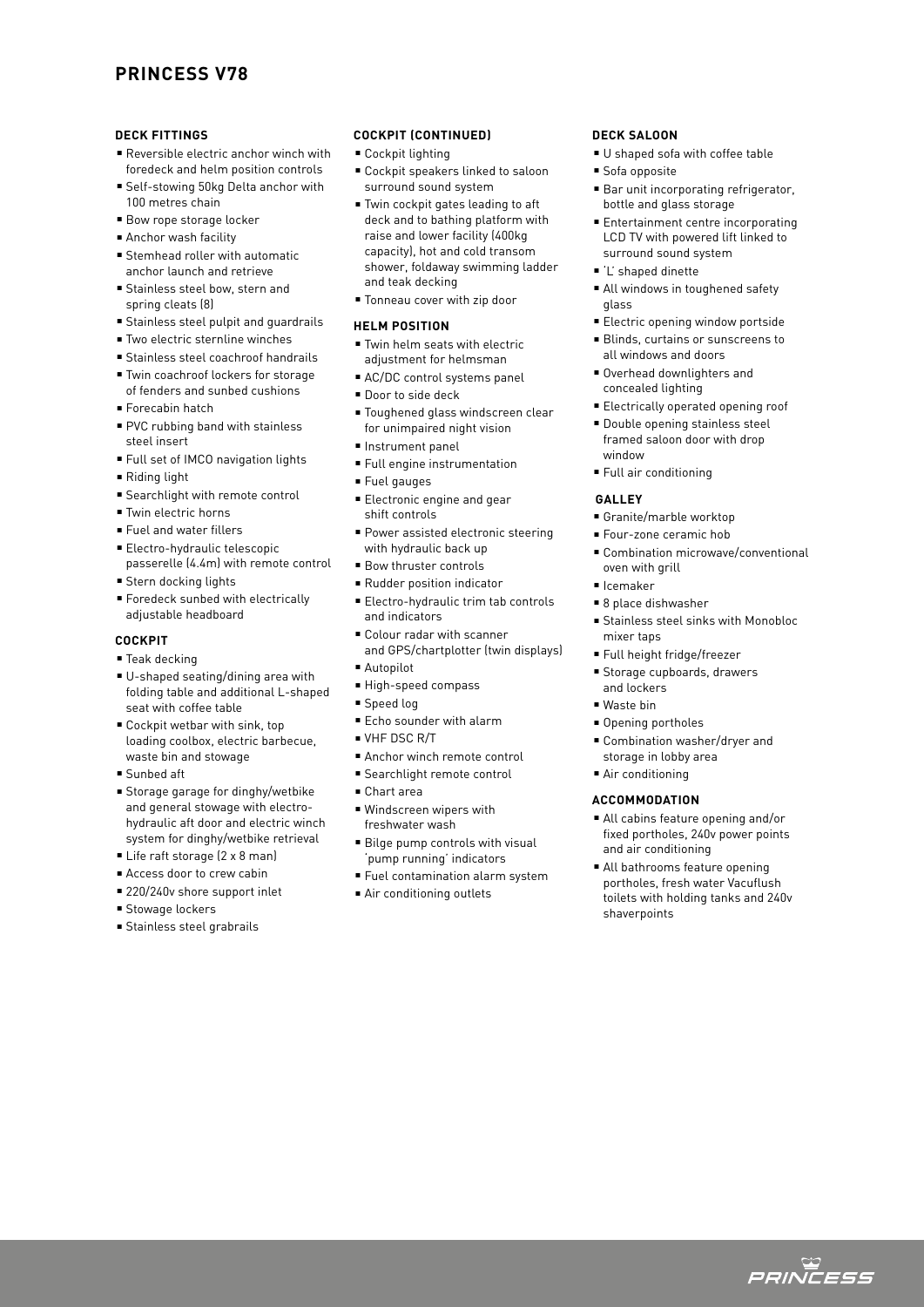# PRINCESS V78

## DECK FITTINGS

- Reversible electric anchor winch with foredeck and helm position controls
- Self-stowing 50kg Delta anchor with 100 metres chain
- Bow rope storage locker
- Anchor wash facility
- Stemhead roller with automatic anchor launch and retrieve
- Stainless steel bow, stern and spring cleats (8)
- Stainless steel pulpit and guardrails
- Two electric sternline winches
- Stainless steel coachroof handrails
- Twin coachroof lockers for storage of fenders and sunbed cushions
- Forecabin hatch
- PVC rubbing band with stainless steel insert
- Full set of IMCO navigation lights
- Riding light
- Searchlight with remote control
- Twin electric horns
- Fuel and water fillers
- Electro-hydraulic telescopic passerelle (4.4m) with remote control
- Stern docking lights
- Foredeck sunbed with electrically adjustable headboard

## COCKPIT

- Teak decking
- U-shaped seating/dining area with folding table and additional L-shaped seat with coffee table
- Cockpit wetbar with sink, top loading coolbox, electric barbecue, waste bin and stowage
- Sunbed aft
- Storage garage for dinghy/wetbike and general stowage with electro-hydraulic aft door and electric winch system for dinghy/wetbike retrieval
- Life raft storage (2 x 8 man)
- Access door to crew cabin
- 220/240v shore support inlet
- Stowage lockers
- Stainless steel grabrails

## COCKPIT (CONTINUED)

- Cockpit lighting
- Cockpit speakers linked to saloon surround sound system
- Twin cockpit gates leading to aft deck and to bathing platform with raise and lower facility (400kg capacity), hot and cold transom shower, foldaway swimming ladder and teak decking
- Tonneau cover with zip door

## HELM POSITION

- Twin helm seats with electric adjustment for helmsman
- AC/DC control systems panel
- Door to side deck
- Toughened glass windscreen clear for unimpaired night vision
- Instrument panel
- Full engine instrumentation
- Fuel gauges
- Electronic engine and gear shift controls
- Power assisted electronic steering with hydraulic back up
- Bow thruster controls
- Rudder position indicator
- Electro-hydraulic trim tab controls and indicators
- Colour radar with scanner and GPS/chartplotter (twin displays)
- Autopilot
- High-speed compass
- Speed log
- Echo sounder with alarm
- VHF DSC R/T
- Anchor winch remote control
- Searchlight remote control
- Chart area
- Windscreen wipers with freshwater wash
- Bilge pump controls with visual 'pump running' indicators
- Fuel contamination alarm system
- Air conditioning outlets

## DECK SALOON

- U shaped sofa with coffee table
- Sofa opposite
- Bar unit incorporating refrigerator, bottle and glass storage
- Entertainment centre incorporating LCD TV with powered lift linked to surround sound system
- 'L' shaped dinette
- All windows in toughened safety glass
- Electric opening window portside
- Blinds, curtains or sunscreens to all windows and doors
- Overhead downlighters and concealed lighting
- Electrically operated opening roof
- Double opening stainless steel framed saloon door with drop window
- Full air conditioning

## GALLEY

- Granite/marble worktop
- Four-zone ceramic hob
- Combination microwave/conventional oven with grill
- Icemaker
- 8 place dishwasher
- Stainless steel sinks with Monobloc mixer taps
- Full height fridge/freezer
- Storage cupboards, drawers and lockers
- Waste bin
- Opening portholes
- Combination washer/dryer and storage in lobby area
- Air conditioning

## ACCOMMODATION

- All cabins feature opening and/or fixed portholes, 240v power points and air conditioning
- All bathrooms feature opening portholes, fresh water Vacuflush toilets with holding tanks and 240v shaverpoints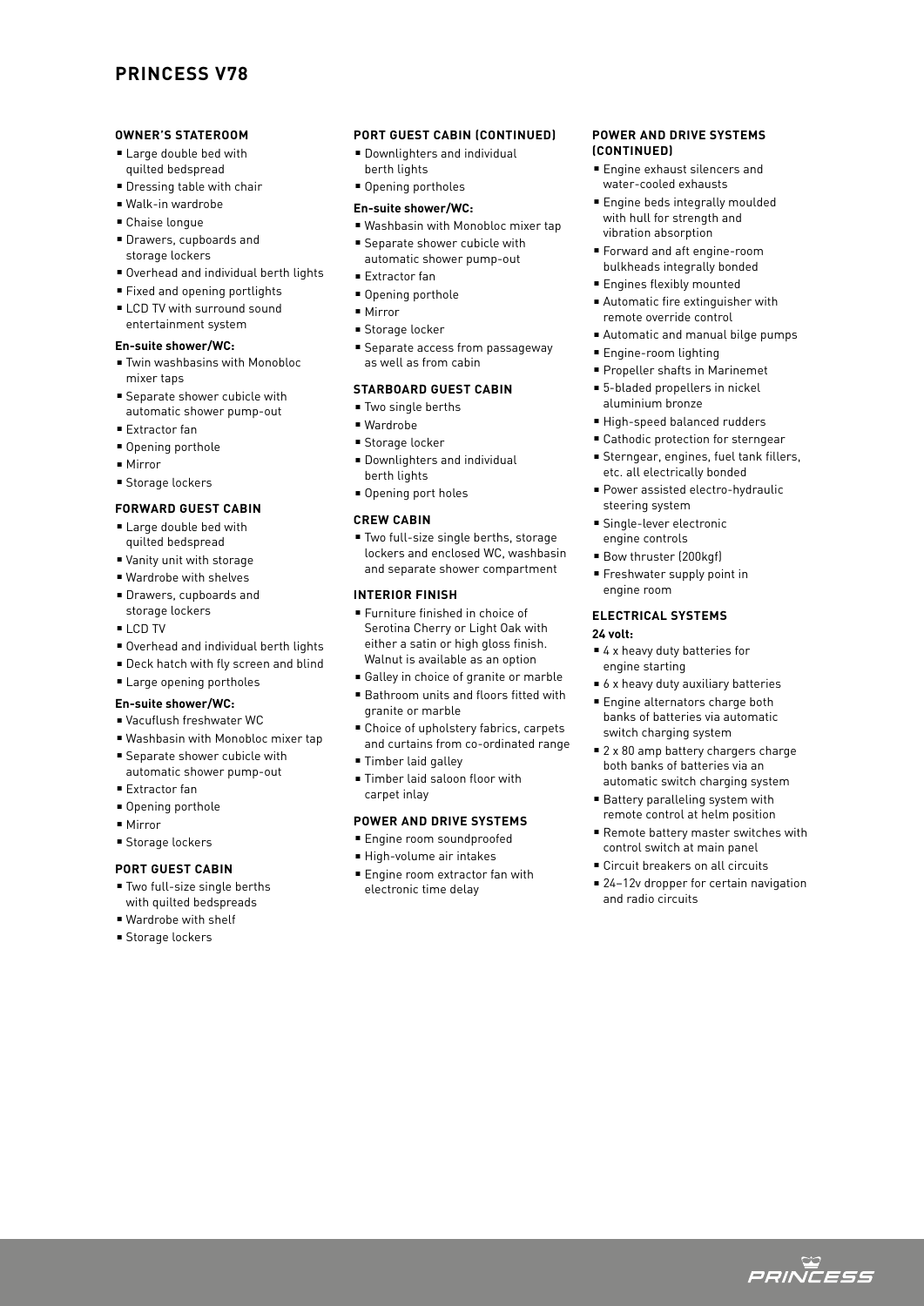# PRINCESS V78

### OWNER'S STATEROOM

- Large double bed with quilted bedspread
- Dressing table with chair
- Walk-in wardrobe
- Chaise longue
- Drawers, cupboards and storage lockers
- Overhead and individual berth lights
- Fixed and opening portlights
- LCD TV with surround sound entertainment system

**En-suite shower/WC:**

- Twin washbasins with Monobloc mixer taps
- Separate shower cubicle with automatic shower pump-out
- Extractor fan
- Opening porthole
- Mirror
- Storage lockers

### FORWARD GUEST CABIN

- Large double bed with quilted bedspread
- Vanity unit with storage
- Wardrobe with shelves
- Drawers, cupboards and storage lockers
- LCD TV
- Overhead and individual berth lights
- Deck hatch with fly screen and blind
- Large opening portholes

**En-suite shower/WC:**

- Vacuflush freshwater WC
- Washbasin with Monobloc mixer tap
- Separate shower cubicle with automatic shower pump-out
- Extractor fan
- Opening porthole
- Mirror
- Storage lockers

### PORT GUEST CABIN

- Two full-size single berths with quilted bedspreads
- Wardrobe with shelf
- Storage lockers

### PORT GUEST CABIN (CONTINUED)

- Downlighters and individual berth lights
- Opening portholes

**En-suite shower/WC:**

- Washbasin with Monobloc mixer tap
- Separate shower cubicle with automatic shower pump-out
- Extractor fan
- Opening porthole
- Mirror
- Storage locker
- Separate access from passageway as well as from cabin

### STARBOARD GUEST CABIN

- Two single berths
- Wardrobe
- Storage locker
- Downlighters and individual berth lights
- Opening port holes

### CREW CABIN

- Two full-size single berths, storage lockers and enclosed WC, washbasin and separate shower compartment

### INTERIOR FINISH

- Furniture finished in choice of Serotina Cherry or Light Oak with either a satin or high gloss finish. Walnut is available as an option
- Galley in choice of granite or marble
- Bathroom units and floors fitted with granite or marble
- Choice of upholstery fabrics, carpets and curtains from co-ordinated range
- Timber laid galley
- Timber laid saloon floor with carpet inlay

### POWER AND DRIVE SYSTEMS

- Engine room soundproofed
- High-volume air intakes
- Engine room extractor fan with electronic time delay

### POWER AND DRIVE SYSTEMS (CONTINUED)

- Engine exhaust silencers and water-cooled exhausts
- Engine beds integrally moulded with hull for strength and vibration absorption
- Forward and aft engine-room bulkheads integrally bonded
- Engines flexibly mounted
- Automatic fire extinguisher with remote override control
- Automatic and manual bilge pumps
- Engine-room lighting
- Propeller shafts in Marinemet
- 5-bladed propellers in nickel aluminium bronze
- High-speed balanced rudders
- Cathodic protection for sterngear
- Sterngear, engines, fuel tank fillers, etc. all electrically bonded
- Power assisted electro-hydraulic steering system
- Single-lever electronic engine controls
- Bow thruster (200kgf)
- Freshwater supply point in engine room

### ELECTRICAL SYSTEMS

**24 volt:**

- 4 x heavy duty batteries for engine starting
- 6 x heavy duty auxiliary batteries
- Engine alternators charge both banks of batteries via automatic switch charging system
- 2 x 80 amp battery chargers charge both banks of batteries via an automatic switch charging system
- Battery paralleling system with remote control at helm position
- Remote battery master switches with control switch at main panel
- Circuit breakers on all circuits
- 24–12v dropper for certain navigation and radio circuits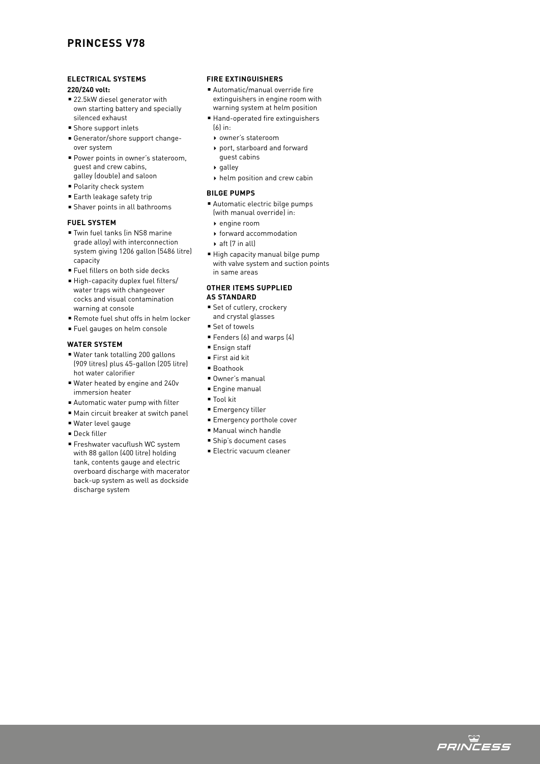# PRINCESS V78

## ELECTRICAL SYSTEMS

**220/240 volt:**

- 22.5kW diesel generator with own starting battery and specially silenced exhaust
- Shore support inlets
- Generator/shore support change-over system
- Power points in owner's stateroom, guest and crew cabins, galley (double) and saloon
- Polarity check system
- Earth leakage safety trip
- Shaver points in all bathrooms

## FUEL SYSTEM

- Twin fuel tanks (in NS8 marine grade alloy) with interconnection system giving 1206 gallon (5486 litre) capacity
- Fuel fillers on both side decks
- High-capacity duplex fuel filters/ water traps with changeover cocks and visual contamination warning at console
- Remote fuel shut offs in helm locker
- Fuel gauges on helm console

## WATER SYSTEM

- Water tank totalling 200 gallons (909 litres) plus 45-gallon (205 litre) hot water calorifier
- Water heated by engine and 240v immersion heater
- Automatic water pump with filter
- Main circuit breaker at switch panel
- Water level gauge
- Deck filler
- Freshwater vacuflush WC system with 88 gallon (400 litre) holding tank, contents gauge and electric overboard discharge with macerator back-up system as well as dockside discharge system

## FIRE EXTINGUISHERS

- Automatic/manual override fire extinguishers in engine room with warning system at helm position
- Hand-operated fire extinguishers (6) in:
  - owner's stateroom
  - port, starboard and forward guest cabins
  - galley
  - helm position and crew cabin

## BILGE PUMPS

- Automatic electric bilge pumps (with manual override) in:
  - engine room
  - forward accommodation
  - aft (7 in all)
- High capacity manual bilge pump with valve system and suction points in same areas

## OTHER ITEMS SUPPLIED AS STANDARD

- Set of cutlery, crockery and crystal glasses
- Set of towels
- Fenders (6) and warps (4)
- Ensign staff
- First aid kit
- Boathook
- Owner's manual
- Engine manual
- Tool kit
- Emergency tiller
- Emergency porthole cover
- Manual winch handle
- Ship's document cases
- Electric vacuum cleaner